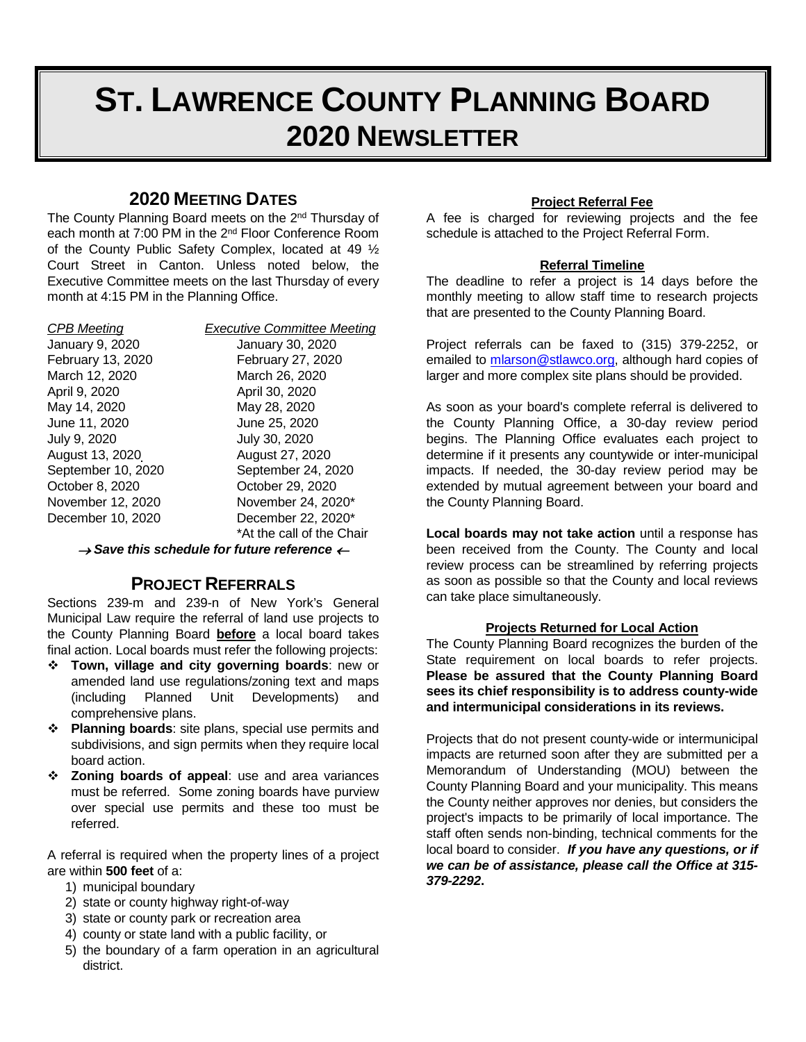# ST. LAWRENCE COUNTY PLANNING BOARD
# 2020 NEWSLETTER

## 2020 MEETING DATES

The County Planning Board meets on the 2nd Thursday of each month at 7:00 PM in the 2nd Floor Conference Room of the County Public Safety Complex, located at 49 ½ Court Street in Canton. Unless noted below, the Executive Committee meets on the last Thursday of every month at 4:15 PM in the Planning Office.

| *CPB Meeting* | *Executive Committee Meeting* |
| --- | --- |
| January 9, 2020 | January 30, 2020 |
| February 13, 2020 | February 27, 2020 |
| March 12, 2020 | March 26, 2020 |
| April 9, 2020 | April 30, 2020 |
| May 14, 2020 | May 28, 2020 |
| June 11, 2020 | June 25, 2020 |
| July 9, 2020 | July 30, 2020 |
| August 13, 2020 | August 27, 2020 |
| September 10, 2020 | September 24, 2020 |
| October 8, 2020 | October 29, 2020 |
| November 12, 2020 | November 24, 2020* |
| December 10, 2020 | December 22, 2020* |
| | *At the call of the Chair |

***→ Save this schedule for future reference ←***

## PROJECT REFERRALS

Sections 239-m and 239-n of New York's General Municipal Law require the referral of land use projects to the County Planning Board **before** a local board takes final action. Local boards must refer the following projects:

- **Town, village and city governing boards**: new or amended land use regulations/zoning text and maps (including Planned Unit Developments) and comprehensive plans.
- **Planning boards**: site plans, special use permits and subdivisions, and sign permits when they require local board action.
- **Zoning boards of appeal**: use and area variances must be referred. Some zoning boards have purview over special use permits and these too must be referred.

A referral is required when the property lines of a project are within **500 feet** of a:

1) municipal boundary
2) state or county highway right-of-way
3) state or county park or recreation area
4) county or state land with a public facility, or
5) the boundary of a farm operation in an agricultural district.

### Project Referral Fee

A fee is charged for reviewing projects and the fee schedule is attached to the Project Referral Form.

### Referral Timeline

The deadline to refer a project is 14 days before the monthly meeting to allow staff time to research projects that are presented to the County Planning Board.

Project referrals can be faxed to (315) 379-2252, or emailed to mlarson@stlawco.org, although hard copies of larger and more complex site plans should be provided.

As soon as your board's complete referral is delivered to the County Planning Office, a 30-day review period begins. The Planning Office evaluates each project to determine if it presents any countywide or inter-municipal impacts. If needed, the 30-day review period may be extended by mutual agreement between your board and the County Planning Board.

**Local boards may not take action** until a response has been received from the County. The County and local review process can be streamlined by referring projects as soon as possible so that the County and local reviews can take place simultaneously.

### Projects Returned for Local Action

The County Planning Board recognizes the burden of the State requirement on local boards to refer projects. **Please be assured that the County Planning Board sees its chief responsibility is to address county-wide and intermunicipal considerations in its reviews.**

Projects that do not present county-wide or intermunicipal impacts are returned soon after they are submitted per a Memorandum of Understanding (MOU) between the County Planning Board and your municipality. This means the County neither approves nor denies, but considers the project's impacts to be primarily of local importance. The staff often sends non-binding, technical comments for the local board to consider. ***If you have any questions, or if we can be of assistance, please call the Office at 315-379-2292.***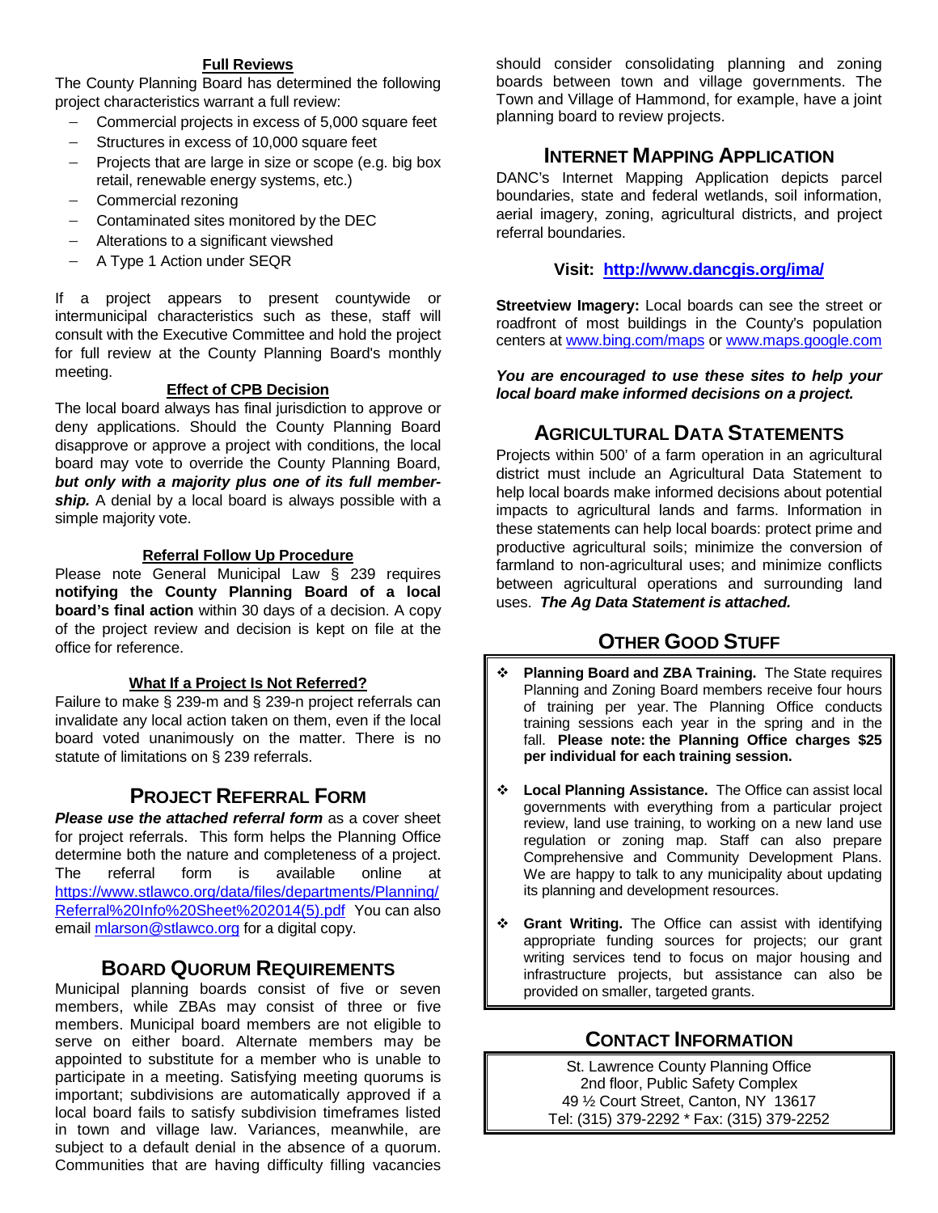### Full Reviews

The County Planning Board has determined the following project characteristics warrant a full review:

- Commercial projects in excess of 5,000 square feet
- Structures in excess of 10,000 square feet
- Projects that are large in size or scope (e.g. big box retail, renewable energy systems, etc.)
- Commercial rezoning
- Contaminated sites monitored by the DEC
- Alterations to a significant viewshed
- A Type 1 Action under SEQR

If a project appears to present countywide or intermunicipal characteristics such as these, staff will consult with the Executive Committee and hold the project for full review at the County Planning Board's monthly meeting.

### Effect of CPB Decision

The local board always has final jurisdiction to approve or deny applications. Should the County Planning Board disapprove or approve a project with conditions, the local board may vote to override the County Planning Board, ***but only with a majority plus one of its full membership.*** A denial by a local board is always possible with a simple majority vote.

### Referral Follow Up Procedure

Please note General Municipal Law § 239 requires **notifying the County Planning Board of a local board's final action** within 30 days of a decision. A copy of the project review and decision is kept on file at the office for reference.

### What If a Project Is Not Referred?

Failure to make § 239-m and § 239-n project referrals can invalidate any local action taken on them, even if the local board voted unanimously on the matter. There is no statute of limitations on § 239 referrals.

## Project Referral Form

***Please use the attached referral form*** as a cover sheet for project referrals. This form helps the Planning Office determine both the nature and completeness of a project. The referral form is available online at https://www.stlawco.org/data/files/departments/Planning/Referral%20Info%20Sheet%202014(5).pdf You can also email mlarson@stlawco.org for a digital copy.

## Board Quorum Requirements

Municipal planning boards consist of five or seven members, while ZBAs may consist of three or five members. Municipal board members are not eligible to serve on either board. Alternate members may be appointed to substitute for a member who is unable to participate in a meeting. Satisfying meeting quorums is important; subdivisions are automatically approved if a local board fails to satisfy subdivision timeframes listed in town and village law. Variances, meanwhile, are subject to a default denial in the absence of a quorum. Communities that are having difficulty filling vacancies should consider consolidating planning and zoning boards between town and village governments. The Town and Village of Hammond, for example, have a joint planning board to review projects.

## Internet Mapping Application

DANC's Internet Mapping Application depicts parcel boundaries, state and federal wetlands, soil information, aerial imagery, zoning, agricultural districts, and project referral boundaries.

**Visit: http://www.dancgis.org/ima/**

**Streetview Imagery:** Local boards can see the street or roadfront of most buildings in the County's population centers at www.bing.com/maps or www.maps.google.com

***You are encouraged to use these sites to help your local board make informed decisions on a project.***

## Agricultural Data Statements

Projects within 500' of a farm operation in an agricultural district must include an Agricultural Data Statement to help local boards make informed decisions about potential impacts to agricultural lands and farms. Information in these statements can help local boards: protect prime and productive agricultural soils; minimize the conversion of farmland to non-agricultural uses; and minimize conflicts between agricultural operations and surrounding land uses. ***The Ag Data Statement is attached.***

## Other Good Stuff

- **Planning Board and ZBA Training.** The State requires Planning and Zoning Board members receive four hours of training per year. The Planning Office conducts training sessions each year in the spring and in the fall. **Please note: the Planning Office charges $25 per individual for each training session.**
- **Local Planning Assistance.** The Office can assist local governments with everything from a particular project review, land use training, to working on a new land use regulation or zoning map. Staff can also prepare Comprehensive and Community Development Plans. We are happy to talk to any municipality about updating its planning and development resources.
- **Grant Writing.** The Office can assist with identifying appropriate funding sources for projects; our grant writing services tend to focus on major housing and infrastructure projects, but assistance can also be provided on smaller, targeted grants.

## Contact Information

St. Lawrence County Planning Office
2nd floor, Public Safety Complex
49 ½ Court Street, Canton, NY 13617
Tel: (315) 379-2292 * Fax: (315) 379-2252